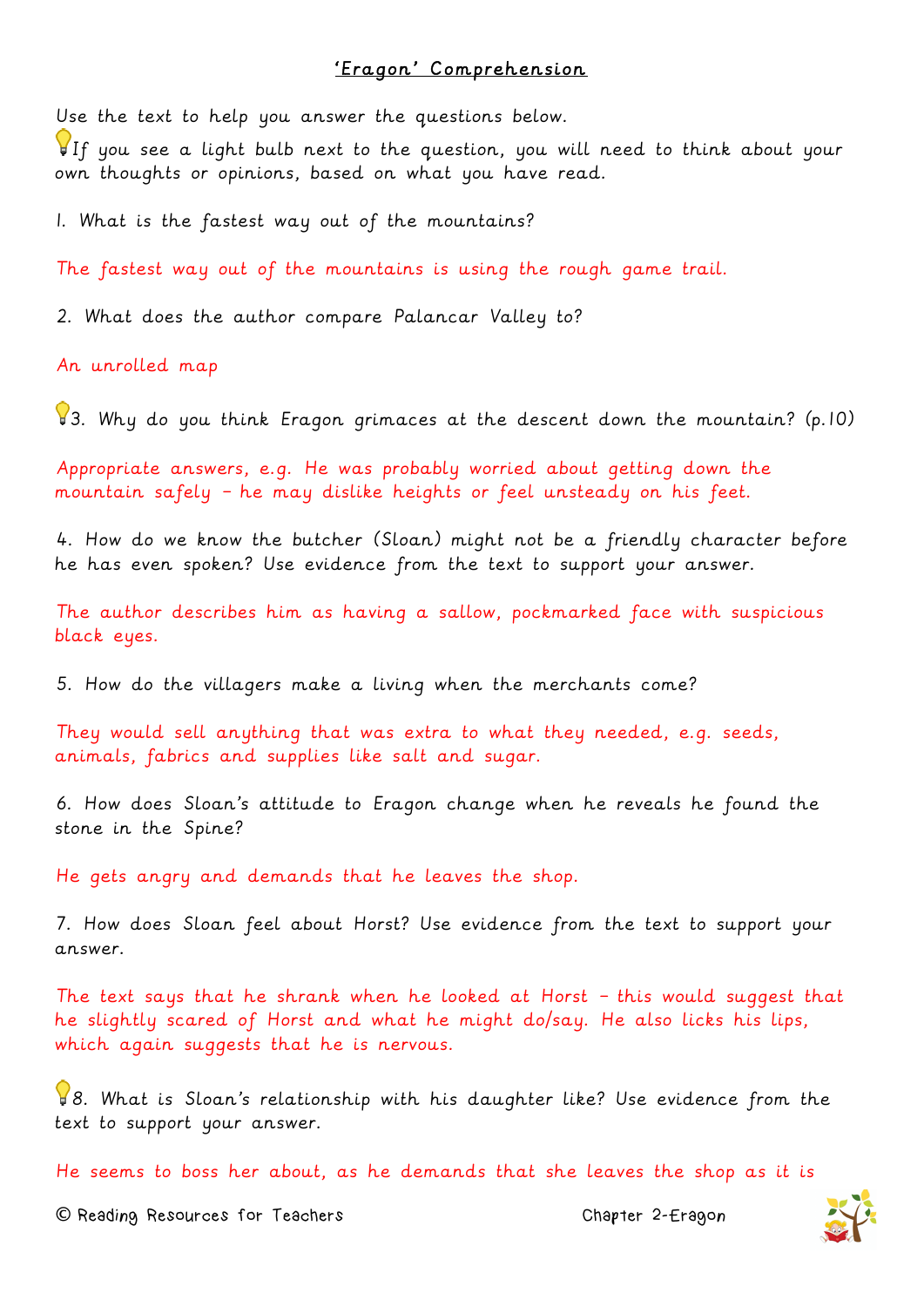# 'Eragon' Comprehension

Use the text to help you answer the questions below.

💡If you see a light bulb next to the question, you will need to think about your own thoughts or opinions, based on what you have read.

1. What is the fastest way out of the mountains?

The fastest way out of the mountains is using the rough game trail.

2. What does the author compare Palancar Valley to?

An unrolled map

💡3. Why do you think Eragon grimaces at the descent down the mountain? (p.10)

Appropriate answers, e.g. He was probably worried about getting down the mountain safely – he may dislike heights or feel unsteady on his feet.

4. How do we know the butcher (Sloan) might not be a friendly character before he has even spoken? Use evidence from the text to support your answer.

The author describes him as having a sallow, pockmarked face with suspicious black eyes.

5. How do the villagers make a living when the merchants come?

They would sell anything that was extra to what they needed, e.g. seeds, animals, fabrics and supplies like salt and sugar.

6. How does Sloan's attitude to Eragon change when he reveals he found the stone in the Spine?

He gets angry and demands that he leaves the shop.

7. How does Sloan feel about Horst? Use evidence from the text to support your answer.

The text says that he shrank when he looked at Horst – this would suggest that he slightly scared of Horst and what he might do/say. He also licks his lips, which again suggests that he is nervous.

💡8. What is Sloan's relationship with his daughter like? Use evidence from the text to support your answer.

He seems to boss her about, as he demands that she leaves the shop as it is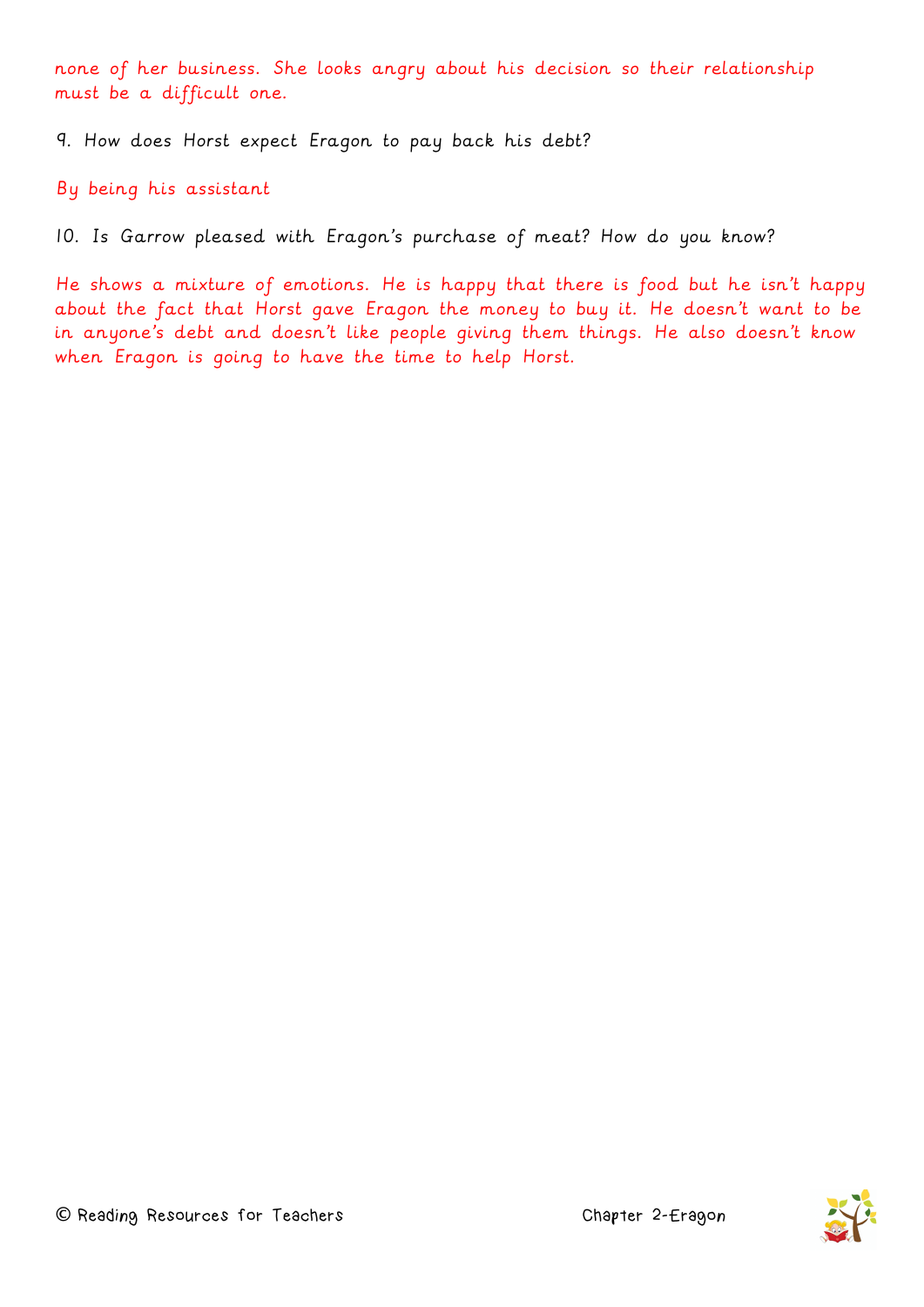none of her business. She looks angry about his decision so their relationship must be a difficult one.

9. How does Horst expect Eragon to pay back his debt?

By being his assistant

10. Is Garrow pleased with Eragon's purchase of meat? How do you know?

He shows a mixture of emotions. He is happy that there is food but he isn't happy about the fact that Horst gave Eragon the money to buy it. He doesn't want to be in anyone's debt and doesn't like people giving them things. He also doesn't know when Eragon is going to have the time to help Horst.